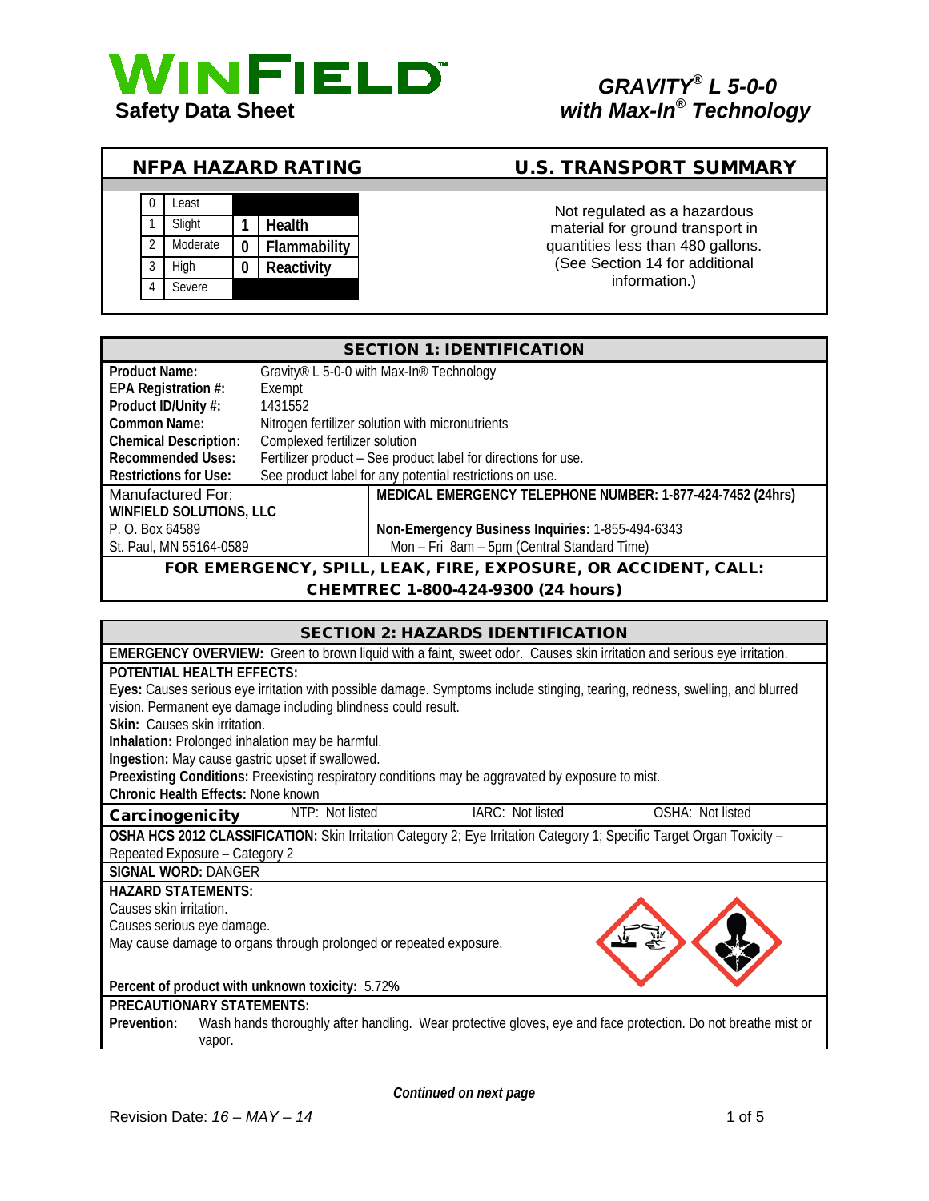**WINFIELD**
**Safety Data Sheet**

***GRAVITY® L 5-0-0 with Max-In® Technology***

## NFPA HAZARD RATING

| | | | |
|---|---|---|---|
| 0 | Least | | |
| 1 | Slight | 1 | Health |
| 2 | Moderate | 0 | Flammability |
| 3 | High | 0 | Reactivity |
| 4 | Severe | | |

## U.S. TRANSPORT SUMMARY

Not regulated as a hazardous material for ground transport in quantities less than 480 gallons. (See Section 14 for additional information.)

## SECTION 1: IDENTIFICATION

**Product Name:** Gravity® L 5-0-0 with Max-In® Technology
**EPA Registration #:** Exempt
**Product ID/Unity #:** 1431552
**Common Name:** Nitrogen fertilizer solution with micronutrients
**Chemical Description:** Complexed fertilizer solution
**Recommended Uses:** Fertilizer product – See product label for directions for use.
**Restrictions for Use:** See product label for any potential restrictions on use.

Manufactured For:
**WINFIELD SOLUTIONS, LLC**
P. O. Box 64589
St. Paul, MN 55164-0589

**MEDICAL EMERGENCY TELEPHONE NUMBER: 1-877-424-7452 (24hrs)**

**Non-Emergency Business Inquiries:** 1-855-494-6343
Mon – Fri 8am – 5pm (Central Standard Time)

**FOR EMERGENCY, SPILL, LEAK, FIRE, EXPOSURE, OR ACCIDENT, CALL:**
**CHEMTREC 1-800-424-9300 (24 hours)**

## SECTION 2: HAZARDS IDENTIFICATION

**EMERGENCY OVERVIEW:** Green to brown liquid with a faint, sweet odor. Causes skin irritation and serious eye irritation.

**POTENTIAL HEALTH EFFECTS:**
**Eyes:** Causes serious eye irritation with possible damage. Symptoms include stinging, tearing, redness, swelling, and blurred vision. Permanent eye damage including blindness could result.
**Skin:** Causes skin irritation.
**Inhalation:** Prolonged inhalation may be harmful.
**Ingestion:** May cause gastric upset if swallowed.
**Preexisting Conditions:** Preexisting respiratory conditions may be aggravated by exposure to mist.
**Chronic Health Effects:** None known

**Carcinogenicity** NTP: Not listed IARC: Not listed OSHA: Not listed

**OSHA HCS 2012 CLASSIFICATION:** Skin Irritation Category 2; Eye Irritation Category 1; Specific Target Organ Toxicity – Repeated Exposure – Category 2

**SIGNAL WORD:** DANGER

**HAZARD STATEMENTS:**
Causes skin irritation.
Causes serious eye damage.
May cause damage to organs through prolonged or repeated exposure.

**Percent of product with unknown toxicity:** 5.72%

**PRECAUTIONARY STATEMENTS:**
**Prevention:** Wash hands thoroughly after handling. Wear protective gloves, eye and face protection. Do not breathe mist or vapor.

***Continued on next page***

Revision Date: *16 – MAY – 14*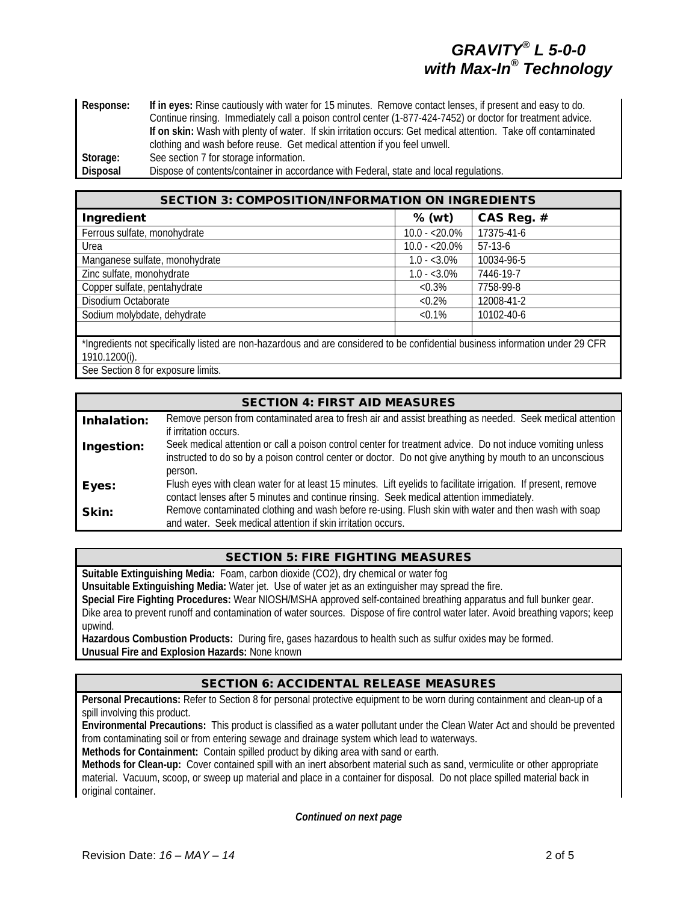| | |
|---|---|
| **Response:** | **If in eyes:** Rinse cautiously with water for 15 minutes. Remove contact lenses, if present and easy to do. Continue rinsing. Immediately call a poison control center (1-877-424-7452) or doctor for treatment advice. **If on skin:** Wash with plenty of water. If skin irritation occurs: Get medical attention. Take off contaminated clothing and wash before reuse. Get medical attention if you feel unwell. |
| **Storage:** | See section 7 for storage information. |
| **Disposal** | Dispose of contents/container in accordance with Federal, state and local regulations. |

## SECTION 3: COMPOSITION/INFORMATION ON INGREDIENTS

| Ingredient | % (wt) | CAS Reg. # |
|---|---|---|
| Ferrous sulfate, monohydrate | 10.0 - <20.0% | 17375-41-6 |
| Urea | 10.0 - <20.0% | 57-13-6 |
| Manganese sulfate, monohydrate | 1.0 - <3.0% | 10034-96-5 |
| Zinc sulfate, monohydrate | 1.0 - <3.0% | 7446-19-7 |
| Copper sulfate, pentahydrate | <0.3% | 7758-99-8 |
| Disodium Octaborate | <0.2% | 12008-41-2 |
| Sodium molybdate, dehydrate | <0.1% | 10102-40-6 |
| | | |

*Ingredients not specifically listed are non-hazardous and are considered to be confidential business information under 29 CFR 1910.1200(i).

See Section 8 for exposure limits.

## SECTION 4: FIRST AID MEASURES

| | |
|---|---|
| **Inhalation:** | Remove person from contaminated area to fresh air and assist breathing as needed. Seek medical attention if irritation occurs. |
| **Ingestion:** | Seek medical attention or call a poison control center for treatment advice. Do not induce vomiting unless instructed to do so by a poison control center or doctor. Do not give anything by mouth to an unconscious person. |
| **Eyes:** | Flush eyes with clean water for at least 15 minutes. Lift eyelids to facilitate irrigation. If present, remove contact lenses after 5 minutes and continue rinsing. Seek medical attention immediately. |
| **Skin:** | Remove contaminated clothing and wash before re-using. Flush skin with water and then wash with soap and water. Seek medical attention if skin irritation occurs. |

## SECTION 5: FIRE FIGHTING MEASURES

**Suitable Extinguishing Media:** Foam, carbon dioxide (CO2), dry chemical or water fog

**Unsuitable Extinguishing Media:** Water jet. Use of water jet as an extinguisher may spread the fire.

**Special Fire Fighting Procedures:** Wear NIOSH/MSHA approved self-contained breathing apparatus and full bunker gear. Dike area to prevent runoff and contamination of water sources. Dispose of fire control water later. Avoid breathing vapors; keep upwind.

**Hazardous Combustion Products:** During fire, gases hazardous to health such as sulfur oxides may be formed.

**Unusual Fire and Explosion Hazards:** None known

## SECTION 6: ACCIDENTAL RELEASE MEASURES

**Personal Precautions:** Refer to Section 8 for personal protective equipment to be worn during containment and clean-up of a spill involving this product.

**Environmental Precautions:** This product is classified as a water pollutant under the Clean Water Act and should be prevented from contaminating soil or from entering sewage and drainage system which lead to waterways.

**Methods for Containment:** Contain spilled product by diking area with sand or earth.

**Methods for Clean-up:** Cover contained spill with an inert absorbent material such as sand, vermiculite or other appropriate material. Vacuum, scoop, or sweep up material and place in a container for disposal. Do not place spilled material back in original container.

***Continued on next page***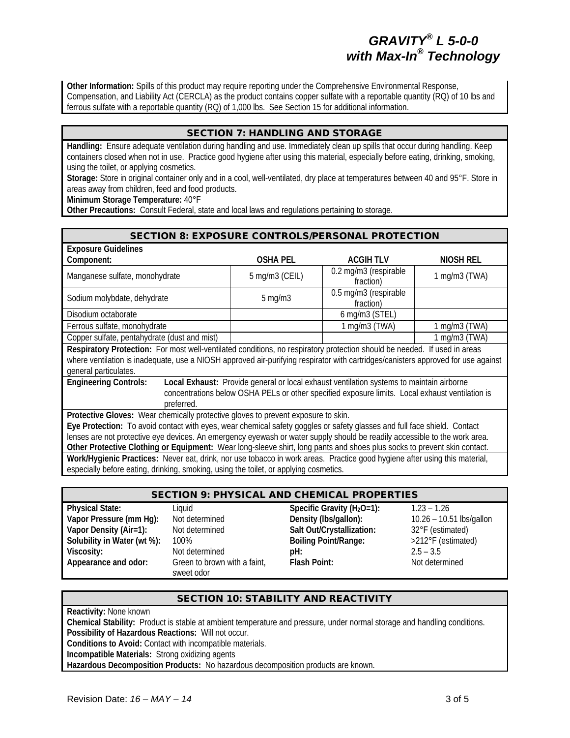**Other Information:** Spills of this product may require reporting under the Comprehensive Environmental Response, Compensation, and Liability Act (CERCLA) as the product contains copper sulfate with a reportable quantity (RQ) of 10 lbs and ferrous sulfate with a reportable quantity (RQ) of 1,000 lbs. See Section 15 for additional information.

## SECTION 7: HANDLING AND STORAGE

**Handling:** Ensure adequate ventilation during handling and use. Immediately clean up spills that occur during handling. Keep containers closed when not in use. Practice good hygiene after using this material, especially before eating, drinking, smoking, using the toilet, or applying cosmetics.

**Storage:** Store in original container only and in a cool, well-ventilated, dry place at temperatures between 40 and 95°F. Store in areas away from children, feed and food products.

**Minimum Storage Temperature:** 40°F

**Other Precautions:** Consult Federal, state and local laws and regulations pertaining to storage.

## SECTION 8: EXPOSURE CONTROLS/PERSONAL PROTECTION

**Exposure Guidelines**

| Component: | OSHA PEL | ACGIH TLV | NIOSH REL |
|---|---|---|---|
| Manganese sulfate, monohydrate | 5 mg/m3 (CEIL) | 0.2 mg/m3 (respirable fraction) | 1 mg/m3 (TWA) |
| Sodium molybdate, dehydrate | 5 mg/m3 | 0.5 mg/m3 (respirable fraction) | |
| Disodium octaborate | | 6 mg/m3 (STEL) | |
| Ferrous sulfate, monohydrate | | 1 mg/m3 (TWA) | 1 mg/m3 (TWA) |
| Copper sulfate, pentahydrate (dust and mist) | | | 1 mg/m3 (TWA) |

**Respiratory Protection:** For most well-ventilated conditions, no respiratory protection should be needed. If used in areas where ventilation is inadequate, use a NIOSH approved air-purifying respirator with cartridges/canisters approved for use against general particulates.

**Engineering Controls:** **Local Exhaust:** Provide general or local exhaust ventilation systems to maintain airborne concentrations below OSHA PELs or other specified exposure limits. Local exhaust ventilation is preferred.

**Protective Gloves:** Wear chemically protective gloves to prevent exposure to skin.

**Eye Protection:** To avoid contact with eyes, wear chemical safety goggles or safety glasses and full face shield. Contact lenses are not protective eye devices. An emergency eyewash or water supply should be readily accessible to the work area.

**Other Protective Clothing or Equipment:** Wear long-sleeve shirt, long pants and shoes plus socks to prevent skin contact.

**Work/Hygienic Practices:** Never eat, drink, nor use tobacco in work areas. Practice good hygiene after using this material, especially before eating, drinking, smoking, using the toilet, or applying cosmetics.

## SECTION 9: PHYSICAL AND CHEMICAL PROPERTIES

| | | | |
|---|---|---|---|
| **Physical State:** | Liquid | **Specific Gravity ($H_2O$=1):** | 1.23 – 1.26 |
| **Vapor Pressure (mm Hg):** | Not determined | **Density (lbs/gallon):** | 10.26 – 10.51 lbs/gallon |
| **Vapor Density (Air=1):** | Not determined | **Salt Out/Crystallization:** | 32°F (estimated) |
| **Solubility in Water (wt %):** | 100% | **Boiling Point/Range:** | >212°F (estimated) |
| **Viscosity:** | Not determined | **pH:** | 2.5 – 3.5 |
| **Appearance and odor:** | Green to brown with a faint, sweet odor | **Flash Point:** | Not determined |

## SECTION 10: STABILITY AND REACTIVITY

**Reactivity:** None known

**Chemical Stability:** Product is stable at ambient temperature and pressure, under normal storage and handling conditions.

**Possibility of Hazardous Reactions:** Will not occur.

**Conditions to Avoid:** Contact with incompatible materials.

**Incompatible Materials:** Strong oxidizing agents

**Hazardous Decomposition Products:** No hazardous decomposition products are known.

Revision Date: *16 – MAY – 14*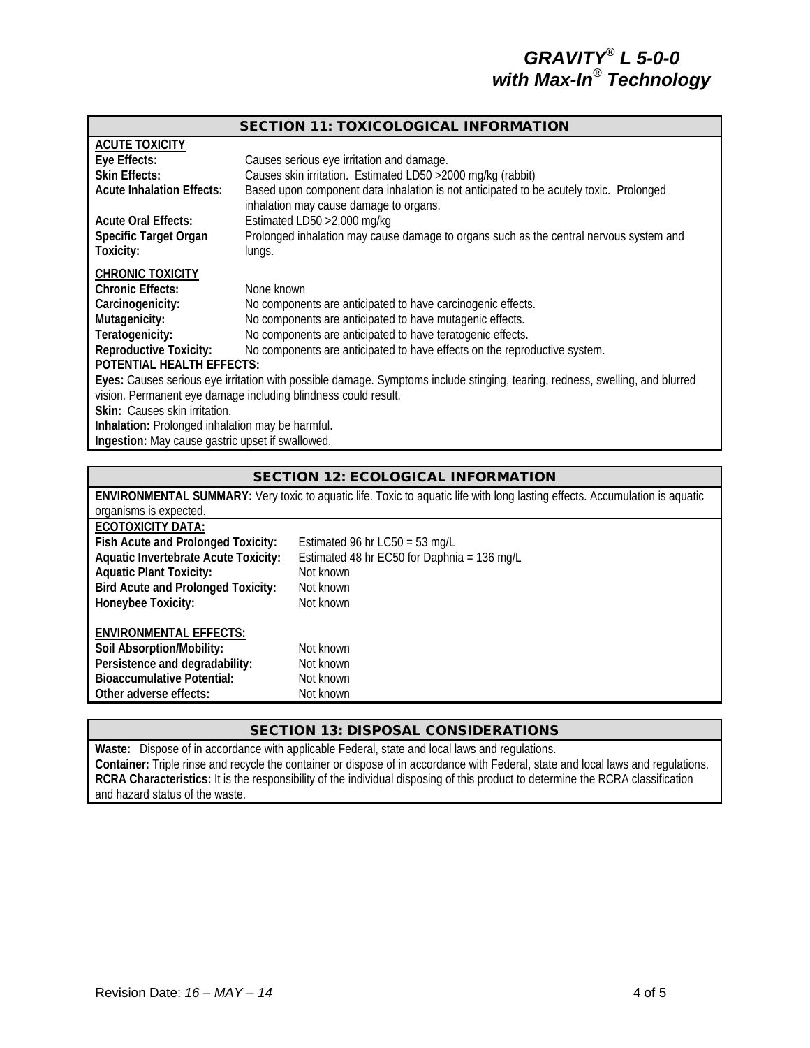## SECTION 11: TOXICOLOGICAL INFORMATION

**ACUTE TOXICITY**

| | |
|---|---|
| **Eye Effects:** | Causes serious eye irritation and damage. |
| **Skin Effects:** | Causes skin irritation. Estimated LD50 >2000 mg/kg (rabbit) |
| **Acute Inhalation Effects:** | Based upon component data inhalation is not anticipated to be acutely toxic. Prolonged inhalation may cause damage to organs. |
| **Acute Oral Effects:** | Estimated LD50 >2,000 mg/kg |
| **Specific Target Organ Toxicity:** | Prolonged inhalation may cause damage to organs such as the central nervous system and lungs. |

**CHRONIC TOXICITY**

| | |
|---|---|
| **Chronic Effects:** | None known |
| **Carcinogenicity:** | No components are anticipated to have carcinogenic effects. |
| **Mutagenicity:** | No components are anticipated to have mutagenic effects. |
| **Teratogenicity:** | No components are anticipated to have teratogenic effects. |
| **Reproductive Toxicity:** | No components are anticipated to have effects on the reproductive system. |

**POTENTIAL HEALTH EFFECTS:**

**Eyes:** Causes serious eye irritation with possible damage. Symptoms include stinging, tearing, redness, swelling, and blurred vision. Permanent eye damage including blindness could result.

**Skin:** Causes skin irritation.

**Inhalation:** Prolonged inhalation may be harmful.

**Ingestion:** May cause gastric upset if swallowed.

## SECTION 12: ECOLOGICAL INFORMATION

**ENVIRONMENTAL SUMMARY:** Very toxic to aquatic life. Toxic to aquatic life with long lasting effects. Accumulation is aquatic organisms is expected.

**ECOTOXICITY DATA:**

| | |
|---|---|
| **Fish Acute and Prolonged Toxicity:** | Estimated 96 hr LC50 = 53 mg/L |
| **Aquatic Invertebrate Acute Toxicity:** | Estimated 48 hr EC50 for Daphnia = 136 mg/L |
| **Aquatic Plant Toxicity:** | Not known |
| **Bird Acute and Prolonged Toxicity:** | Not known |
| **Honeybee Toxicity:** | Not known |

**ENVIRONMENTAL EFFECTS:**

| | |
|---|---|
| **Soil Absorption/Mobility:** | Not known |
| **Persistence and degradability:** | Not known |
| **Bioaccumulative Potential:** | Not known |
| **Other adverse effects:** | Not known |

## SECTION 13: DISPOSAL CONSIDERATIONS

**Waste:** Dispose of in accordance with applicable Federal, state and local laws and regulations.

**Container:** Triple rinse and recycle the container or dispose of in accordance with Federal, state and local laws and regulations.

**RCRA Characteristics:** It is the responsibility of the individual disposing of this product to determine the RCRA classification and hazard status of the waste.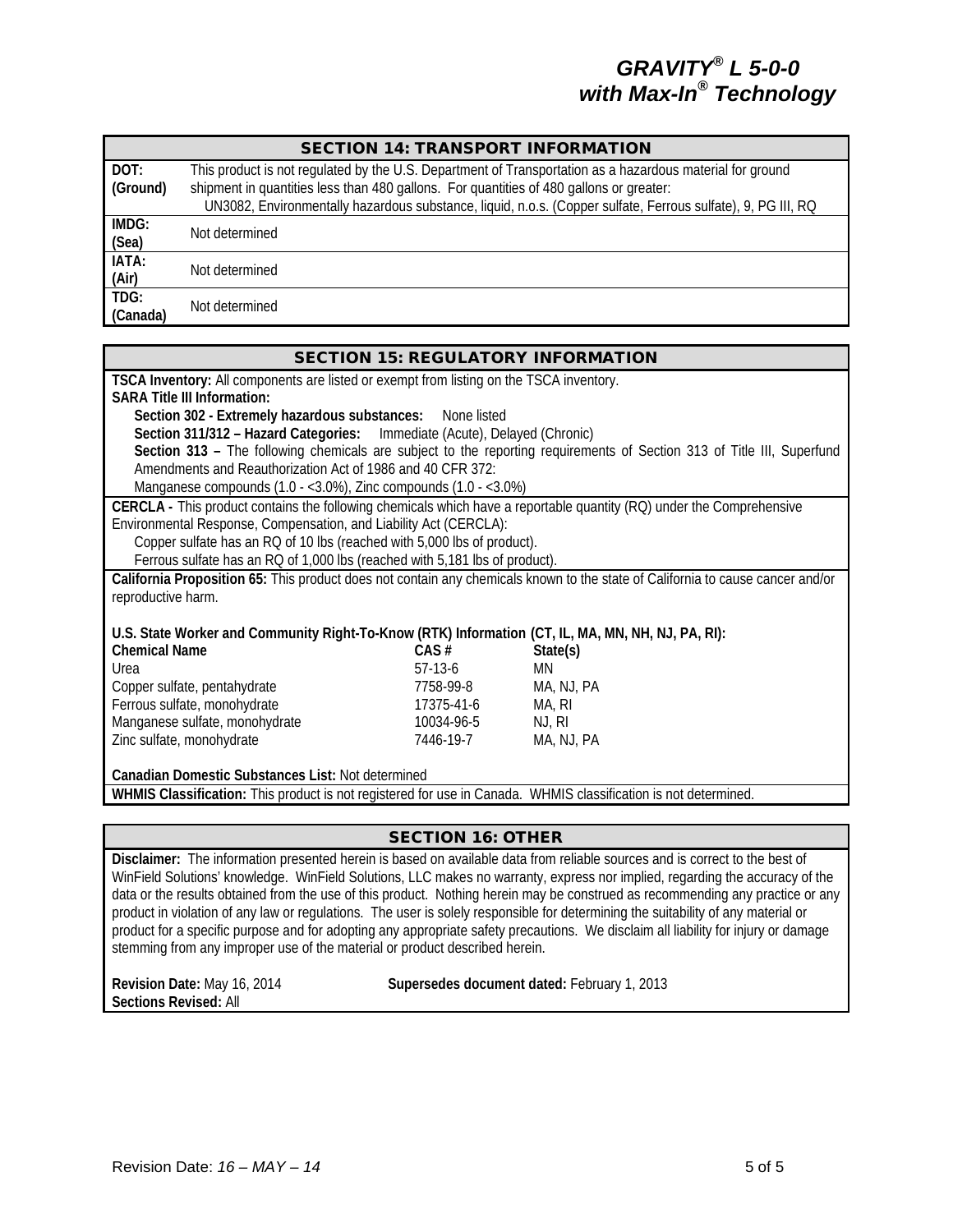## SECTION 14: TRANSPORT INFORMATION

| | |
|---|---|
| **DOT: (Ground)** | This product is not regulated by the U.S. Department of Transportation as a hazardous material for ground shipment in quantities less than 480 gallons. For quantities of 480 gallons or greater: UN3082, Environmentally hazardous substance, liquid, n.o.s. (Copper sulfate, Ferrous sulfate), 9, PG III, RQ |
| **IMDG: (Sea)** | Not determined |
| **IATA: (Air)** | Not determined |
| **TDG: (Canada)** | Not determined |

## SECTION 15: REGULATORY INFORMATION

**TSCA Inventory:** All components are listed or exempt from listing on the TSCA inventory.

**SARA Title III Information:**

**Section 302 - Extremely hazardous substances:** None listed

**Section 311/312 – Hazard Categories:** Immediate (Acute), Delayed (Chronic)

**Section 313 –** The following chemicals are subject to the reporting requirements of Section 313 of Title III, Superfund Amendments and Reauthorization Act of 1986 and 40 CFR 372:

Manganese compounds (1.0 - <3.0%), Zinc compounds (1.0 - <3.0%)

**CERCLA -** This product contains the following chemicals which have a reportable quantity (RQ) under the Comprehensive Environmental Response, Compensation, and Liability Act (CERCLA):

Copper sulfate has an RQ of 10 lbs (reached with 5,000 lbs of product).

Ferrous sulfate has an RQ of 1,000 lbs (reached with 5,181 lbs of product).

**California Proposition 65:** This product does not contain any chemicals known to the state of California to cause cancer and/or reproductive harm.

**U.S. State Worker and Community Right-To-Know (RTK) Information (CT, IL, MA, MN, NH, NJ, PA, RI):**

| Chemical Name | CAS # | State(s) |
|---|---|---|
| Urea | 57-13-6 | MN |
| Copper sulfate, pentahydrate | 7758-99-8 | MA, NJ, PA |
| Ferrous sulfate, monohydrate | 17375-41-6 | MA, RI |
| Manganese sulfate, monohydrate | 10034-96-5 | NJ, RI |
| Zinc sulfate, monohydrate | 7446-19-7 | MA, NJ, PA |

**Canadian Domestic Substances List:** Not determined

**WHMIS Classification:** This product is not registered for use in Canada. WHMIS classification is not determined.

## SECTION 16: OTHER

**Disclaimer:** The information presented herein is based on available data from reliable sources and is correct to the best of WinField Solutions' knowledge. WinField Solutions, LLC makes no warranty, express nor implied, regarding the accuracy of the data or the results obtained from the use of this product. Nothing herein may be construed as recommending any practice or any product in violation of any law or regulations. The user is solely responsible for determining the suitability of any material or product for a specific purpose and for adopting any appropriate safety precautions. We disclaim all liability for injury or damage stemming from any improper use of the material or product described herein.

**Revision Date:** May 16, 2014 **Supersedes document dated:** February 1, 2013

**Sections Revised:** All